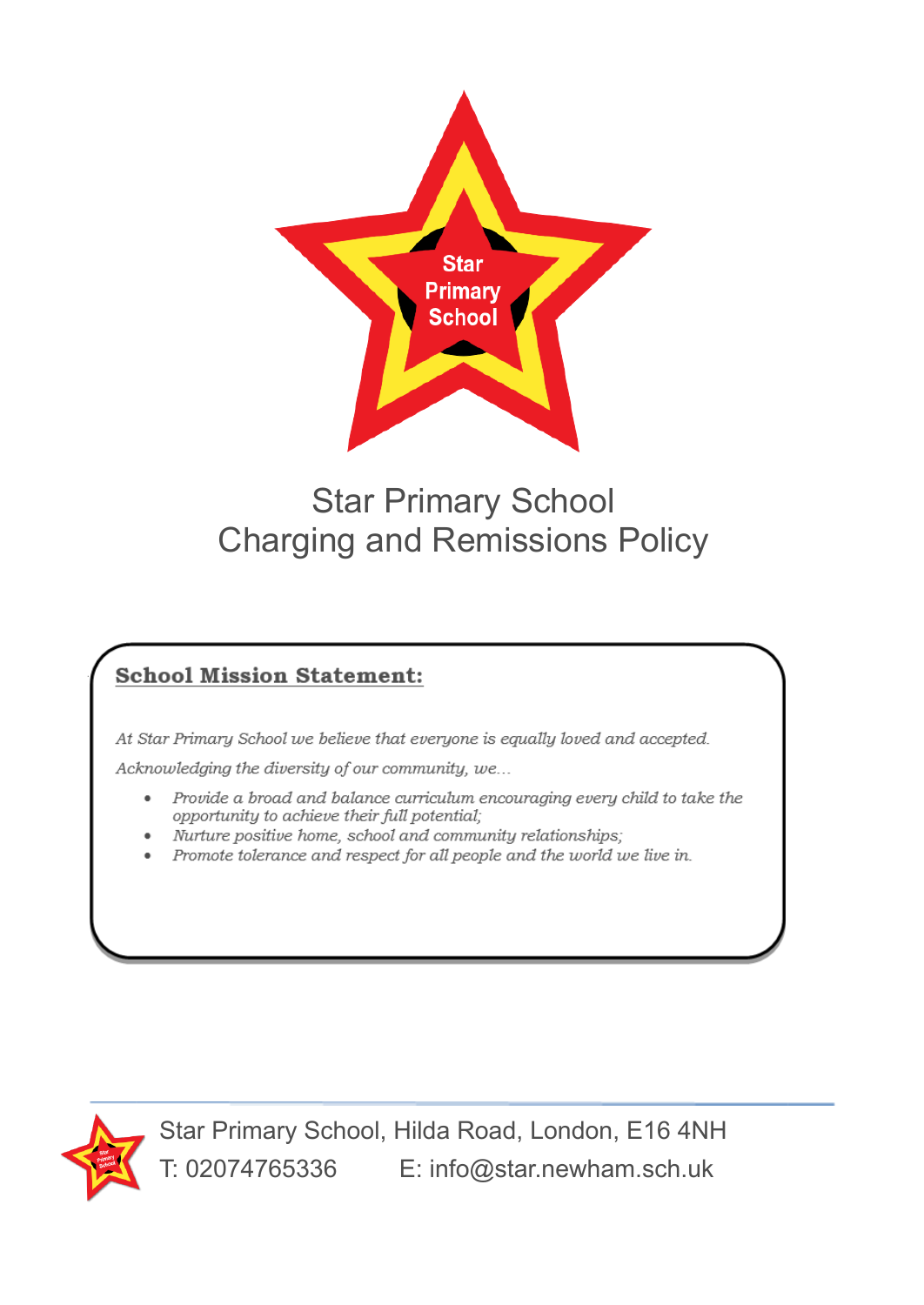# Star Primary School
# Charging and Remissions Policy

## School Mission Statement:

*At Star Primary School we believe that everyone is equally loved and accepted.*

*Acknowledging the diversity of our community, we…*

- *Provide a broad and balance curriculum encouraging every child to take the opportunity to achieve their full potential;*
- *Nurture positive home, school and community relationships;*
- *Promote tolerance and respect for all people and the world we live in.*

Star Primary School, Hilda Road, London, E16 4NH
T: 02074765336 E: info@star.newham.sch.uk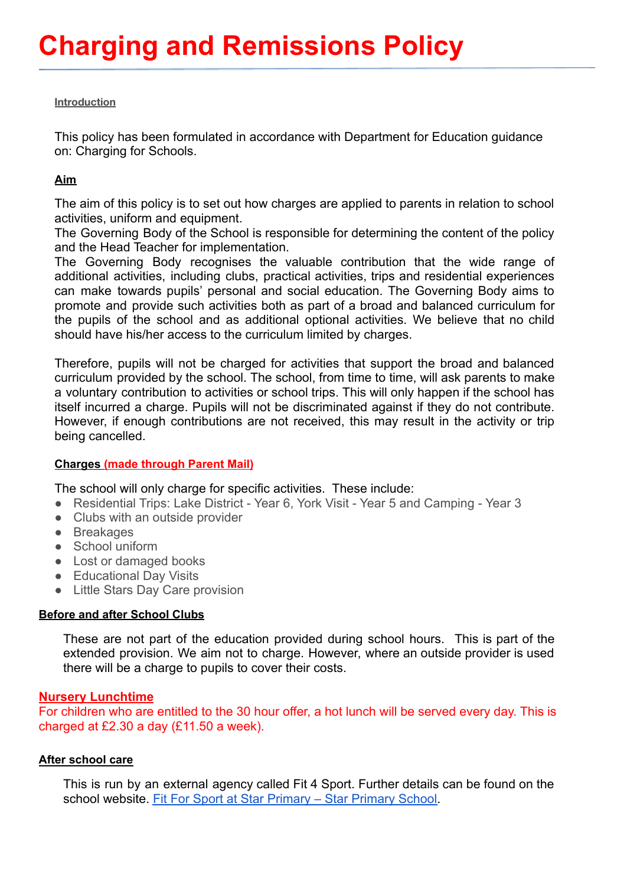# Charging and Remissions Policy

**Introduction**

This policy has been formulated in accordance with Department for Education guidance on: Charging for Schools.

**Aim**

The aim of this policy is to set out how charges are applied to parents in relation to school activities, uniform and equipment.
The Governing Body of the School is responsible for determining the content of the policy and the Head Teacher for implementation.
The Governing Body recognises the valuable contribution that the wide range of additional activities, including clubs, practical activities, trips and residential experiences can make towards pupils' personal and social education. The Governing Body aims to promote and provide such activities both as part of a broad and balanced curriculum for the pupils of the school and as additional optional activities. We believe that no child should have his/her access to the curriculum limited by charges.

Therefore, pupils will not be charged for activities that support the broad and balanced curriculum provided by the school. The school, from time to time, will ask parents to make a voluntary contribution to activities or school trips. This will only happen if the school has itself incurred a charge. Pupils will not be discriminated against if they do not contribute. However, if enough contributions are not received, this may result in the activity or trip being cancelled.

**Charges (made through Parent Mail)**

The school will only charge for specific activities. These include:

- Residential Trips: Lake District - Year 6, York Visit - Year 5 and Camping - Year 3
- Clubs with an outside provider
- Breakages
- School uniform
- Lost or damaged books
- Educational Day Visits
- Little Stars Day Care provision

**Before and after School Clubs**

These are not part of the education provided during school hours. This is part of the extended provision. We aim not to charge. However, where an outside provider is used there will be a charge to pupils to cover their costs.

**Nursery Lunchtime**

For children who are entitled to the 30 hour offer, a hot lunch will be served every day. This is charged at £2.30 a day (£11.50 a week).

**After school care**

This is run by an external agency called Fit 4 Sport. Further details can be found on the school website. Fit For Sport at Star Primary – Star Primary School.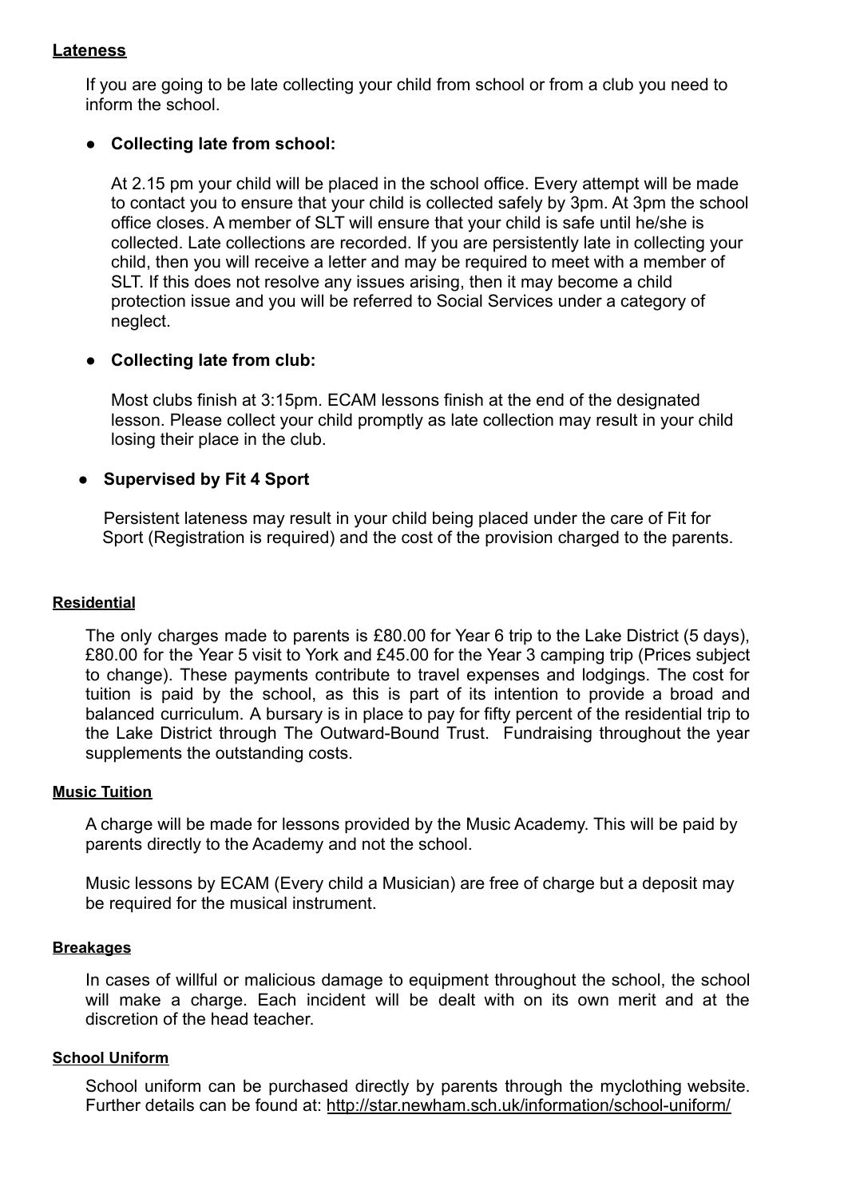## Lateness

If you are going to be late collecting your child from school or from a club you need to inform the school.

- **Collecting late from school:**

  At 2.15 pm your child will be placed in the school office. Every attempt will be made to contact you to ensure that your child is collected safely by 3pm. At 3pm the school office closes. A member of SLT will ensure that your child is safe until he/she is collected. Late collections are recorded. If you are persistently late in collecting your child, then you will receive a letter and may be required to meet with a member of SLT. If this does not resolve any issues arising, then it may become a child protection issue and you will be referred to Social Services under a category of neglect.

- **Collecting late from club:**

  Most clubs finish at 3:15pm. ECAM lessons finish at the end of the designated lesson. Please collect your child promptly as late collection may result in your child losing their place in the club.

- **Supervised by Fit 4 Sport**

  Persistent lateness may result in your child being placed under the care of Fit for Sport (Registration is required) and the cost of the provision charged to the parents.

## Residential

The only charges made to parents is £80.00 for Year 6 trip to the Lake District (5 days), £80.00 for the Year 5 visit to York and £45.00 for the Year 3 camping trip (Prices subject to change). These payments contribute to travel expenses and lodgings. The cost for tuition is paid by the school, as this is part of its intention to provide a broad and balanced curriculum. A bursary is in place to pay for fifty percent of the residential trip to the Lake District through The Outward-Bound Trust. Fundraising throughout the year supplements the outstanding costs.

## Music Tuition

A charge will be made for lessons provided by the Music Academy. This will be paid by parents directly to the Academy and not the school.

Music lessons by ECAM (Every child a Musician) are free of charge but a deposit may be required for the musical instrument.

## Breakages

In cases of willful or malicious damage to equipment throughout the school, the school will make a charge. Each incident will be dealt with on its own merit and at the discretion of the head teacher.

## School Uniform

School uniform can be purchased directly by parents through the myclothing website. Further details can be found at: http://star.newham.sch.uk/information/school-uniform/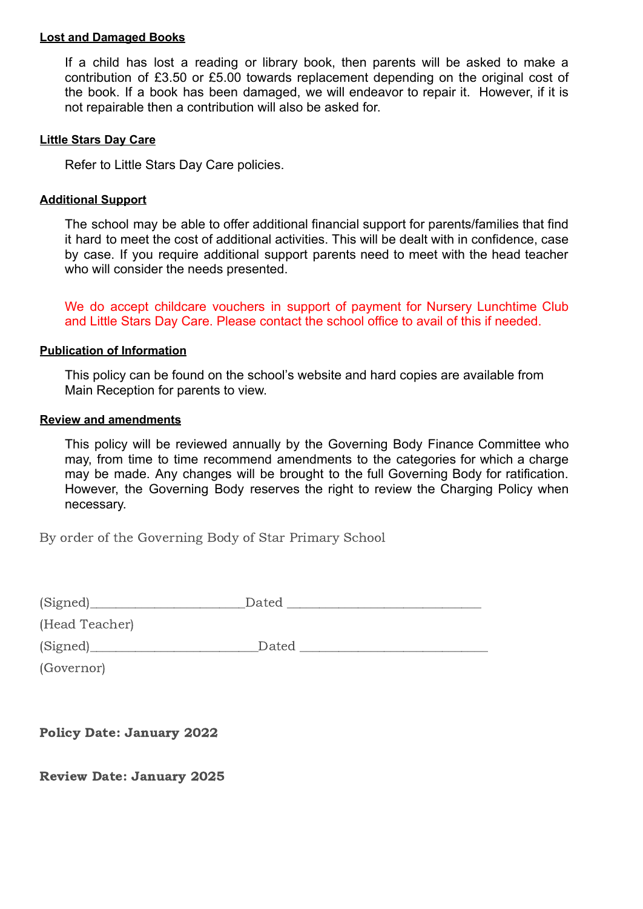**Lost and Damaged Books**

If a child has lost a reading or library book, then parents will be asked to make a contribution of £3.50 or £5.00 towards replacement depending on the original cost of the book. If a book has been damaged, we will endeavor to repair it. However, if it is not repairable then a contribution will also be asked for.

**Little Stars Day Care**

Refer to Little Stars Day Care policies.

**Additional Support**

The school may be able to offer additional financial support for parents/families that find it hard to meet the cost of additional activities. This will be dealt with in confidence, case by case. If you require additional support parents need to meet with the head teacher who will consider the needs presented.

We do accept childcare vouchers in support of payment for Nursery Lunchtime Club and Little Stars Day Care. Please contact the school office to avail of this if needed.

**Publication of Information**

This policy can be found on the school's website and hard copies are available from Main Reception for parents to view.

**Review and amendments**

This policy will be reviewed annually by the Governing Body Finance Committee who may, from time to time recommend amendments to the categories for which a charge may be made. Any changes will be brought to the full Governing Body for ratification. However, the Governing Body reserves the right to review the Charging Policy when necessary.

By order of the Governing Body of Star Primary School

(Signed)______________________Dated ____________________________

(Head Teacher)

(Signed)________________________Dated ___________________________

(Governor)

**Policy Date: January 2022**

**Review Date: January 2025**